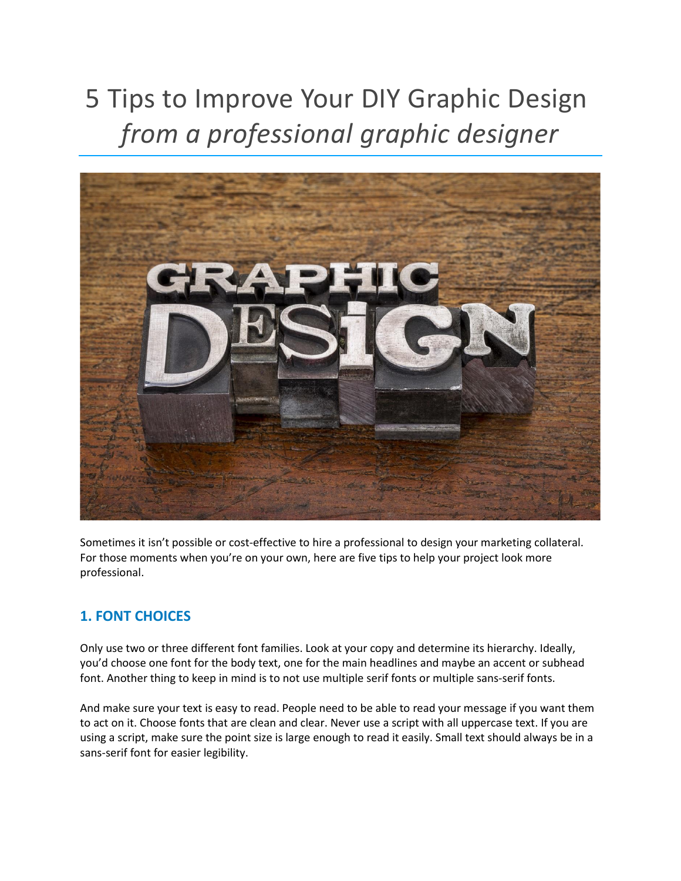# 5 Tips to Improve Your DIY Graphic Design
# *from a professional graphic designer*

Sometimes it isn't possible or cost-effective to hire a professional to design your marketing collateral. For those moments when you're on your own, here are five tips to help your project look more professional.

## 1. FONT CHOICES

Only use two or three different font families. Look at your copy and determine its hierarchy. Ideally, you'd choose one font for the body text, one for the main headlines and maybe an accent or subhead font. Another thing to keep in mind is to not use multiple serif fonts or multiple sans-serif fonts.

And make sure your text is easy to read. People need to be able to read your message if you want them to act on it. Choose fonts that are clean and clear. Never use a script with all uppercase text. If you are using a script, make sure the point size is large enough to read it easily. Small text should always be in a sans-serif font for easier legibility.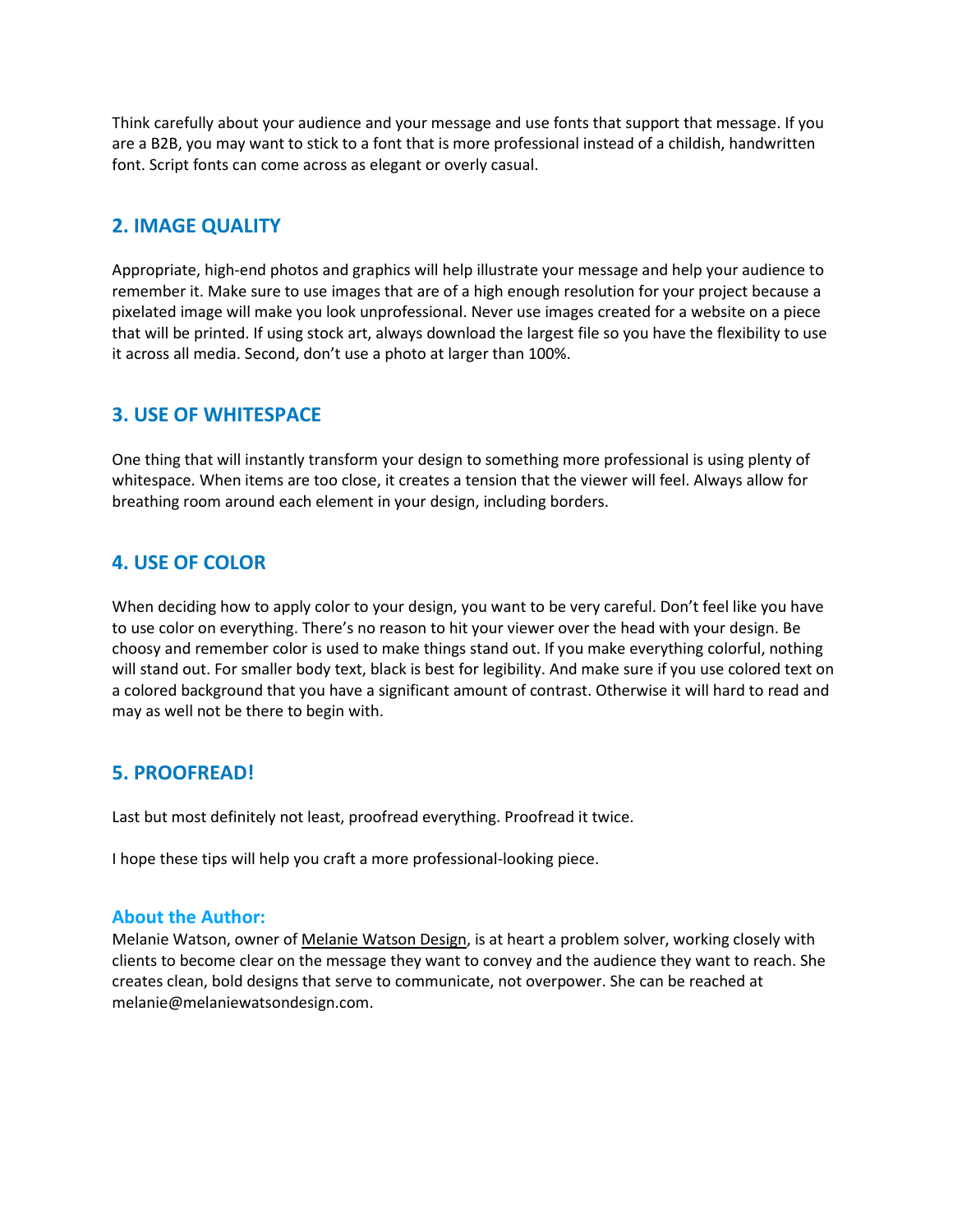Think carefully about your audience and your message and use fonts that support that message. If you are a B2B, you may want to stick to a font that is more professional instead of a childish, handwritten font. Script fonts can come across as elegant or overly casual.

## 2. IMAGE QUALITY

Appropriate, high-end photos and graphics will help illustrate your message and help your audience to remember it. Make sure to use images that are of a high enough resolution for your project because a pixelated image will make you look unprofessional. Never use images created for a website on a piece that will be printed. If using stock art, always download the largest file so you have the flexibility to use it across all media. Second, don't use a photo at larger than 100%.

## 3. USE OF WHITESPACE

One thing that will instantly transform your design to something more professional is using plenty of whitespace. When items are too close, it creates a tension that the viewer will feel. Always allow for breathing room around each element in your design, including borders.

## 4. USE OF COLOR

When deciding how to apply color to your design, you want to be very careful. Don't feel like you have to use color on everything. There's no reason to hit your viewer over the head with your design. Be choosy and remember color is used to make things stand out. If you make everything colorful, nothing will stand out. For smaller body text, black is best for legibility. And make sure if you use colored text on a colored background that you have a significant amount of contrast. Otherwise it will hard to read and may as well not be there to begin with.

## 5. PROOFREAD!

Last but most definitely not least, proofread everything. Proofread it twice.

I hope these tips will help you craft a more professional-looking piece.

### About the Author:

Melanie Watson, owner of Melanie Watson Design, is at heart a problem solver, working closely with clients to become clear on the message they want to convey and the audience they want to reach. She creates clean, bold designs that serve to communicate, not overpower. She can be reached at melanie@melaniewatsondesign.com.